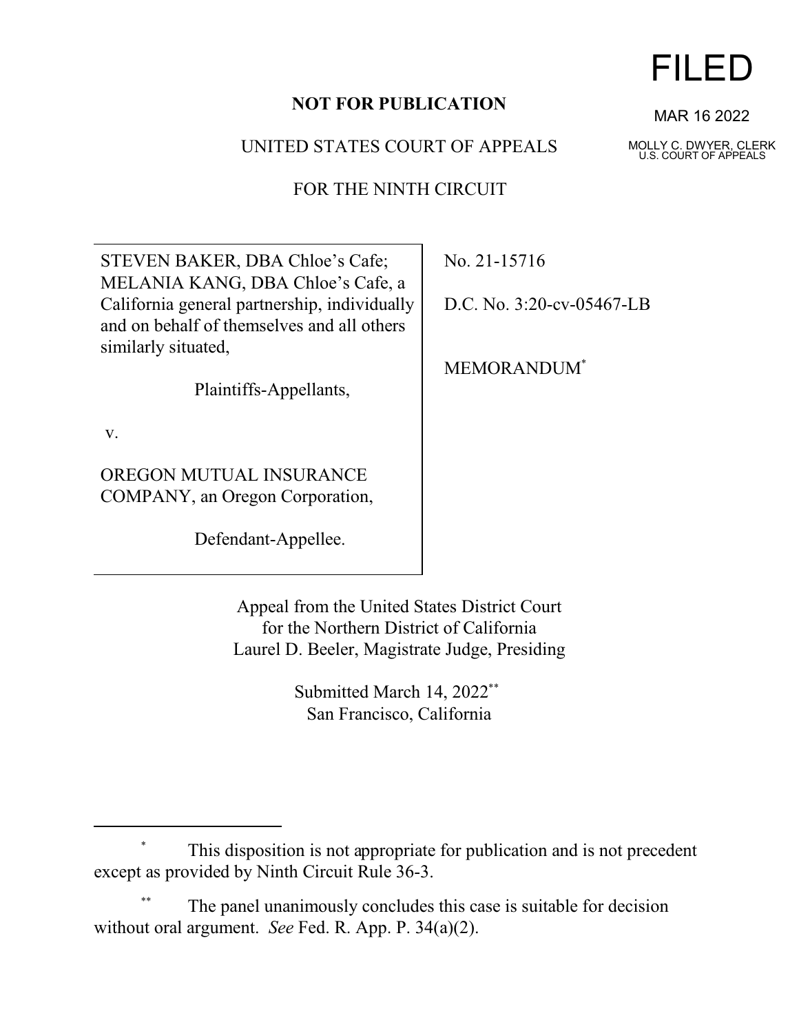FILED

MAR 16 2022

MOLLY C. DWYER, CLERK
U.S. COURT OF APPEALS

**NOT FOR PUBLICATION**

UNITED STATES COURT OF APPEALS

FOR THE NINTH CIRCUIT

STEVEN BAKER, DBA Chloe's Cafe; MELANIA KANG, DBA Chloe's Cafe, a California general partnership, individually and on behalf of themselves and all others similarly situated,

Plaintiffs-Appellants,

v.

OREGON MUTUAL INSURANCE COMPANY, an Oregon Corporation,

Defendant-Appellee.

No. 21-15716

D.C. No. 3:20-cv-05467-LB

MEMORANDUM[*]

Appeal from the United States District Court
for the Northern District of California
Laurel D. Beeler, Magistrate Judge, Presiding

Submitted March 14, 2022[**]
San Francisco, California

---

[*] This disposition is not appropriate for publication and is not precedent except as provided by Ninth Circuit Rule 36-3.

[**] The panel unanimously concludes this case is suitable for decision without oral argument. *See* Fed. R. App. P. 34(a)(2).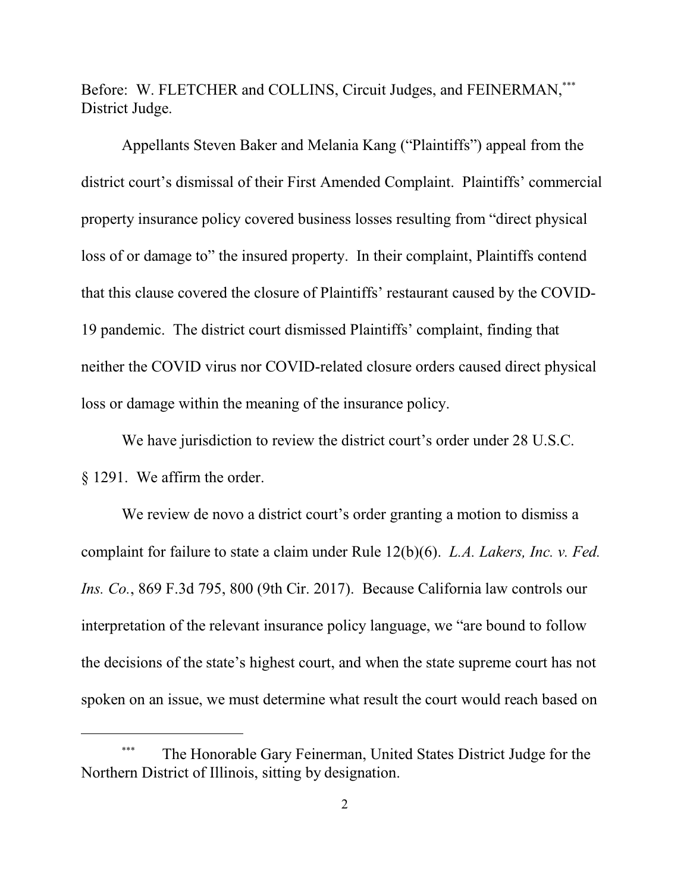Before: W. FLETCHER and COLLINS, Circuit Judges, and FEINERMAN,[***] District Judge.

Appellants Steven Baker and Melania Kang ("Plaintiffs") appeal from the district court's dismissal of their First Amended Complaint. Plaintiffs' commercial property insurance policy covered business losses resulting from "direct physical loss of or damage to" the insured property. In their complaint, Plaintiffs contend that this clause covered the closure of Plaintiffs' restaurant caused by the COVID-19 pandemic. The district court dismissed Plaintiffs' complaint, finding that neither the COVID virus nor COVID-related closure orders caused direct physical loss or damage within the meaning of the insurance policy.

We have jurisdiction to review the district court's order under 28 U.S.C. § 1291. We affirm the order.

We review de novo a district court's order granting a motion to dismiss a complaint for failure to state a claim under Rule 12(b)(6). *L.A. Lakers, Inc. v. Fed. Ins. Co.*, 869 F.3d 795, 800 (9th Cir. 2017). Because California law controls our interpretation of the relevant insurance policy language, we "are bound to follow the decisions of the state's highest court, and when the state supreme court has not spoken on an issue, we must determine what result the court would reach based on

---

[***] The Honorable Gary Feinerman, United States District Judge for the Northern District of Illinois, sitting by designation.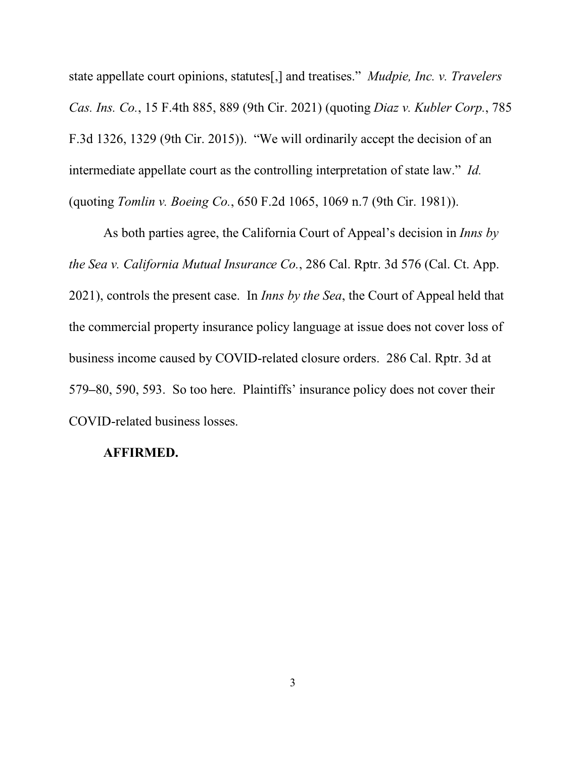state appellate court opinions, statutes[,] and treatises." *Mudpie, Inc. v. Travelers Cas. Ins. Co.*, 15 F.4th 885, 889 (9th Cir. 2021) (quoting *Diaz v. Kubler Corp.*, 785 F.3d 1326, 1329 (9th Cir. 2015)). "We will ordinarily accept the decision of an intermediate appellate court as the controlling interpretation of state law." *Id.* (quoting *Tomlin v. Boeing Co.*, 650 F.2d 1065, 1069 n.7 (9th Cir. 1981)).

As both parties agree, the California Court of Appeal's decision in *Inns by the Sea v. California Mutual Insurance Co.*, 286 Cal. Rptr. 3d 576 (Cal. Ct. App. 2021), controls the present case. In *Inns by the Sea*, the Court of Appeal held that the commercial property insurance policy language at issue does not cover loss of business income caused by COVID-related closure orders. 286 Cal. Rptr. 3d at 579–80, 590, 593. So too here. Plaintiffs' insurance policy does not cover their COVID-related business losses.

**AFFIRMED.**